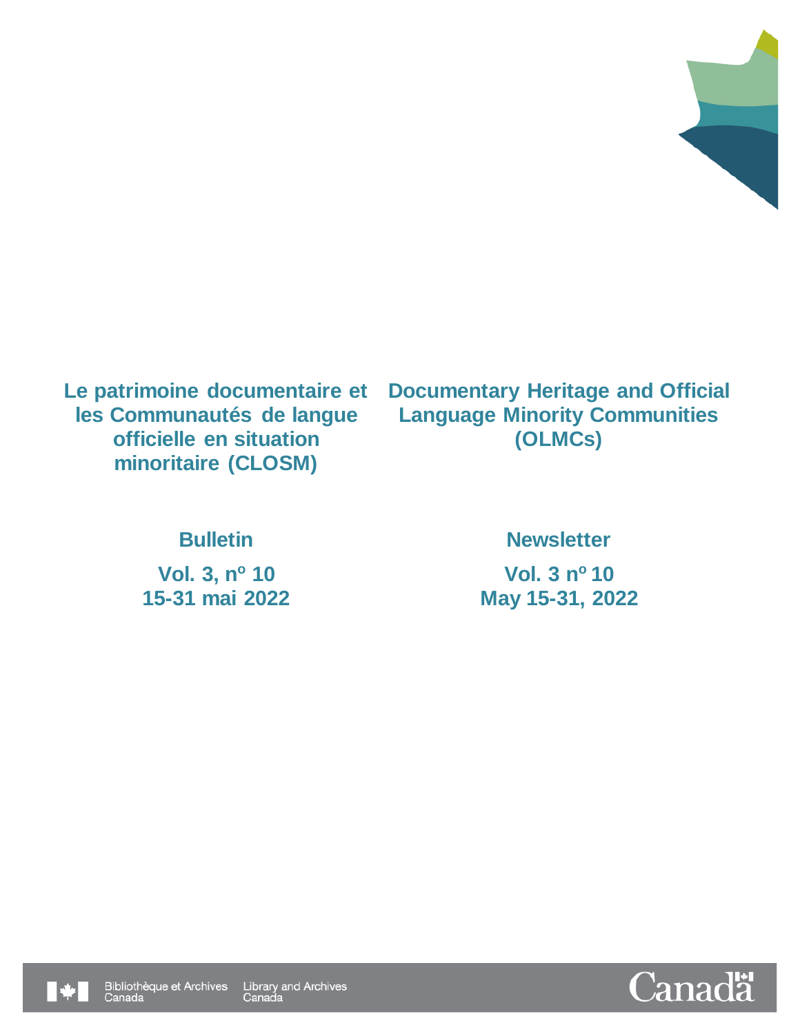# Le patrimoine documentaire et les Communautés de langue officielle en situation minoritaire (CLOSM)

## Bulletin

**Vol. 3, nº 10**
**15-31 mai 2022**

# Documentary Heritage and Official Language Minority Communities (OLMCs)

## Newsletter

**Vol. 3 nº 10**
**May 15-31, 2022**

Bibliothèque et Archives Canada
Library and Archives Canada

Canada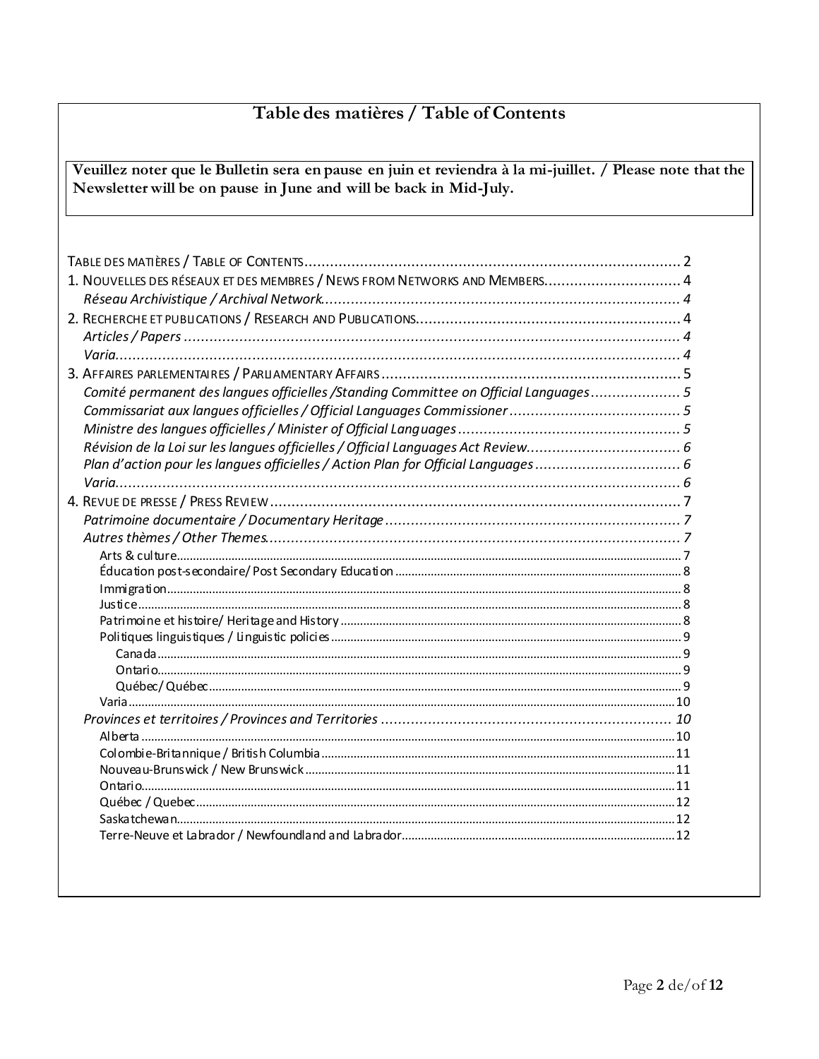# Table des matières / Table of Contents

**Veuillez noter que le Bulletin sera en pause en juin et reviendra à la mi-juillet. / Please note that the Newsletter will be on pause in June and will be back in Mid-July.**

TABLE DES MATIÈRES / TABLE OF CONTENTS ..... 2

1. NOUVELLES DES RÉSEAUX ET DES MEMBRES / NEWS FROM NETWORKS AND MEMBERS ..... 4
   - *Réseau Archivistique / Archival Network* ..... 4
2. RECHERCHE ET PUBLICATIONS / RESEARCH AND PUBLICATIONS ..... 4
   - *Articles / Papers* ..... 4
   - *Varia* ..... 4
3. AFFAIRES PARLEMENTAIRES / PARLIAMENTARY AFFAIRS ..... 5
   - *Comité permanent des langues officielles /Standing Committee on Official Languages* ..... 5
   - *Commissariat aux langues officielles / Official Languages Commissioner* ..... 5
   - *Ministre des langues officielles / Minister of Official Languages* ..... 5
   - *Révision de la Loi sur les langues officielles / Official Languages Act Review* ..... 6
   - *Plan d'action pour les langues officielles / Action Plan for Official Languages* ..... 6
   - *Varia* ..... 6
4. REVUE DE PRESSE / PRESS REVIEW ..... 7
   - *Patrimoine documentaire / Documentary Heritage* ..... 7
   - *Autres thèmes / Other Themes* ..... 7
     - Arts & culture ..... 7
     - Éducation post-secondaire/ Post Secondary Education ..... 8
     - Immigration ..... 8
     - Justice ..... 8
     - Patrimoine et histoire/ Heritage and History ..... 8
     - Politiques linguistiques / Linguistic policies ..... 9
       - Canada ..... 9
       - Ontario ..... 9
       - Québec/ Québec ..... 9
     - Varia ..... 10
   - *Provinces et territoires / Provinces and Territories* ..... 10
     - Alberta ..... 10
     - Colombie-Britannique / British Columbia ..... 11
     - Nouveau-Brunswick / New Brunswick ..... 11
     - Ontario ..... 11
     - Québec / Quebec ..... 12
     - Saskatchewan ..... 12
     - Terre-Neuve et Labrador / Newfoundland and Labrador ..... 12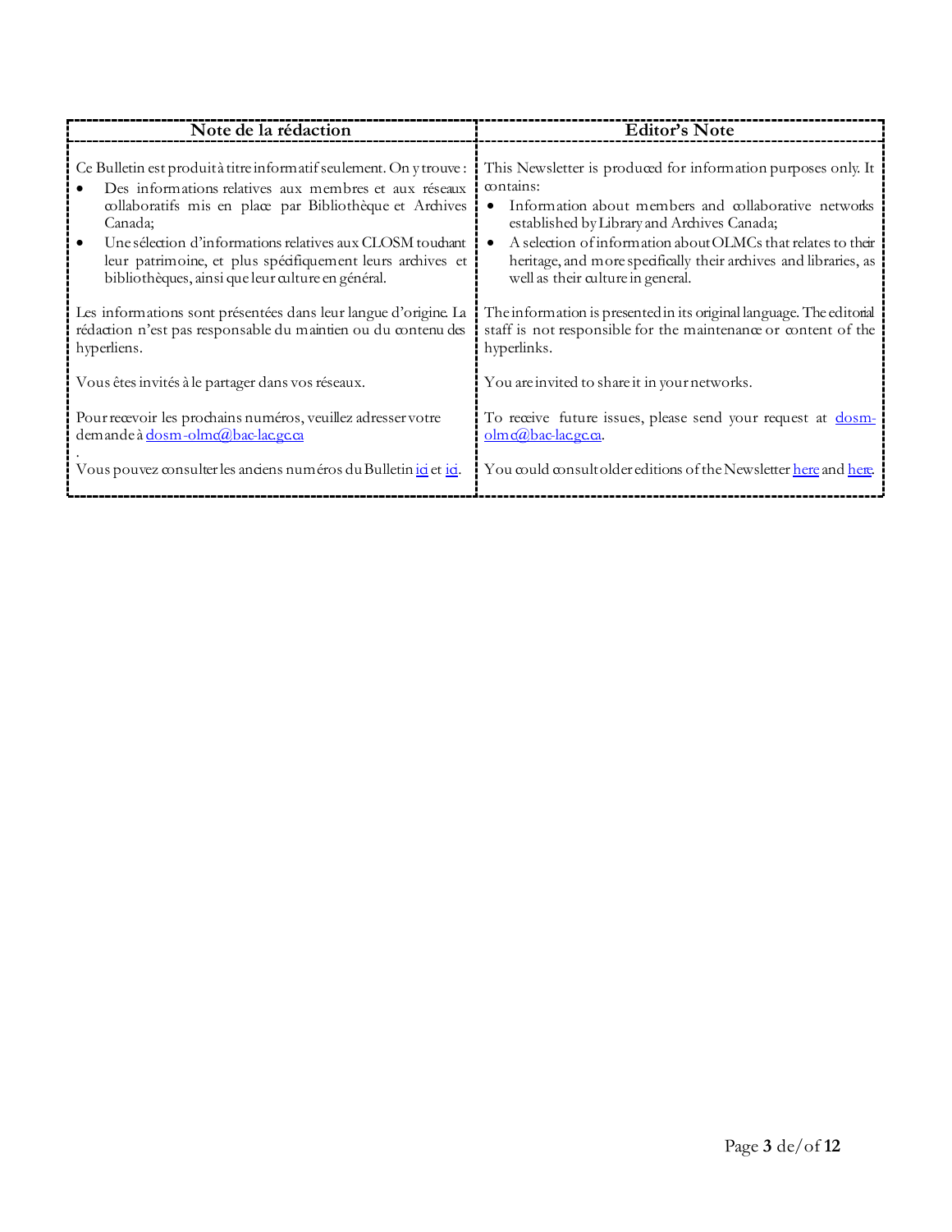| Note de la rédaction | Editor's Note |
| --- | --- |
| Ce Bulletin est produit à titre informatif seulement. On y trouve :<br>• Des informations relatives aux membres et aux réseaux collaboratifs mis en place par Bibliothèque et Archives Canada;<br>• Une sélection d'informations relatives aux CLOSM touchant leur patrimoine, et plus spécifiquement leurs archives et bibliothèques, ainsi que leur culture en général. | This Newsletter is produced for information purposes only. It contains:<br>• Information about members and collaborative networks established by Library and Archives Canada;<br>• A selection of information about OLMCs that relates to their heritage, and more specifically their archives and libraries, as well as their culture in general. |
| Les informations sont présentées dans leur langue d'origine. La rédaction n'est pas responsable du maintien ou du contenu des hyperliens. | The information is presented in its original language. The editorial staff is not responsible for the maintenance or content of the hyperlinks. |
| Vous êtes invités à le partager dans vos réseaux. | You are invited to share it in your networks. |
| Pour recevoir les prochains numéros, veuillez adresser votre demande à dosm-olmc@bac-lac.gc.ca<br>. | To receive future issues, please send your request at dosm-olmc@bac-lac.gc.ca. |
| Vous pouvez consulter les anciens numéros du Bulletin ici et ici. | You could consult older editions of the Newsletter here and here. |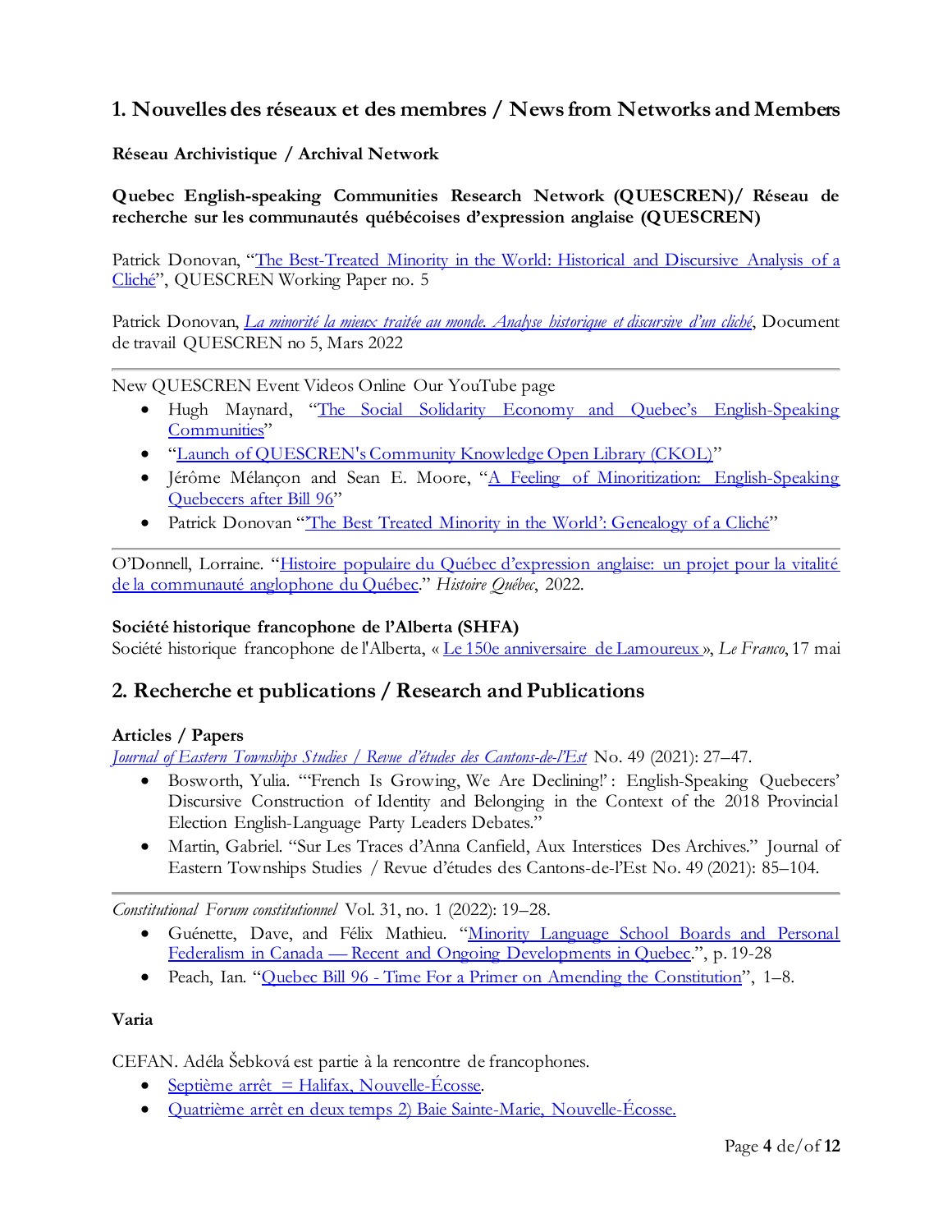## 1. Nouvelles des réseaux et des membres / News from Networks and Members

### Réseau Archivistique / Archival Network

**Quebec English-speaking Communities Research Network (QUESCREN)/ Réseau de recherche sur les communautés québécoises d'expression anglaise (QUESCREN)**

Patrick Donovan, "The Best-Treated Minority in the World: Historical and Discursive Analysis of a Cliché", QUESCREN Working Paper no. 5

Patrick Donovan, *La minorité la mieux traitée au monde. Analyse historique et discursive d'un cliché*, Document de travail QUESCREN no 5, Mars 2022

---

New QUESCREN Event Videos Online Our YouTube page

- Hugh Maynard, "The Social Solidarity Economy and Quebec's English-Speaking Communities"
- "Launch of QUESCREN's Community Knowledge Open Library (CKOL)"
- Jérôme Mélançon and Sean E. Moore, "A Feeling of Minoritization: English-Speaking Quebecers after Bill 96"
- Patrick Donovan "'The Best Treated Minority in the World': Genealogy of a Cliché"

---

O'Donnell, Lorraine. "Histoire populaire du Québec d'expression anglaise: un projet pour la vitalité de la communauté anglophone du Québec." *Histoire Québec*, 2022.

**Société historique francophone de l'Alberta (SHFA)**
Société historique francophone de l'Alberta, « Le 150e anniversaire de Lamoureux », *Le Franco*, 17 mai

## 2. Recherche et publications / Research and Publications

### Articles / Papers

*Journal of Eastern Townships Studies / Revue d'études des Cantons-de-l'Est* No. 49 (2021): 27–47.

- Bosworth, Yulia. "'French Is Growing, We Are Declining!': English-Speaking Quebecers' Discursive Construction of Identity and Belonging in the Context of the 2018 Provincial Election English-Language Party Leaders Debates."
- Martin, Gabriel. "Sur Les Traces d'Anna Canfield, Aux Interstices Des Archives." Journal of Eastern Townships Studies / Revue d'études des Cantons-de-l'Est No. 49 (2021): 85–104.

---

*Constitutional Forum constitutionnel* Vol. 31, no. 1 (2022): 19–28.

- Guénette, Dave, and Félix Mathieu. "Minority Language School Boards and Personal Federalism in Canada — Recent and Ongoing Developments in Quebec.", p. 19-28
- Peach, Ian. "Quebec Bill 96 - Time For a Primer on Amending the Constitution", 1–8.

### Varia

CEFAN. Adéla Šebková est partie à la rencontre de francophones.

- Septième arrêt = Halifax, Nouvelle-Écosse.
- Quatrième arrêt en deux temps 2) Baie Sainte-Marie, Nouvelle-Écosse.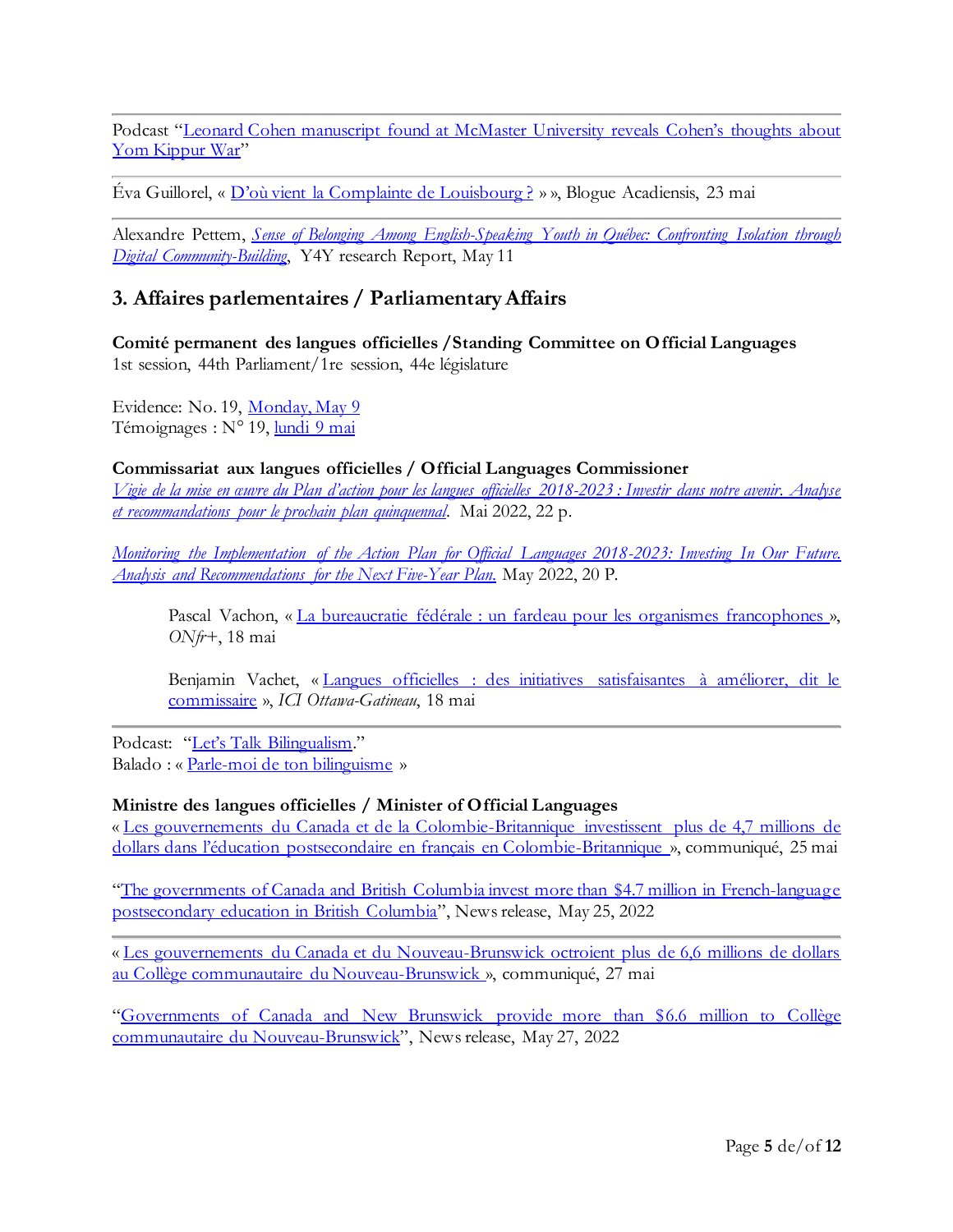Podcast “Leonard Cohen manuscript found at McMaster University reveals Cohen’s thoughts about Yom Kippur War”

---

Éva Guillorel, « D’où vient la Complainte de Louisbourg ? » », Blogue Acadiensis, 23 mai

---

Alexandre Pettem, *Sense of Belonging Among English-Speaking Youth in Québec: Confronting Isolation through Digital Community-Building*, Y4Y research Report, May 11

## 3. Affaires parlementaires / Parliamentary Affairs

**Comité permanent des langues officielles / Standing Committee on Official Languages**
1st session, 44th Parliament/1re session, 44e législature

Evidence: No. 19, Monday, May 9
Témoignages : N° 19, lundi 9 mai

**Commissariat aux langues officielles / Official Languages Commissioner**
*Vigie de la mise en œuvre du Plan d’action pour les langues officielles 2018-2023 : Investir dans notre avenir. Analyse et recommandations pour le prochain plan quinquennal*. Mai 2022, 22 p.

*Monitoring the Implementation of the Action Plan for Official Languages 2018-2023: Investing In Our Future. Analysis and Recommendations for the Next Five-Year Plan.* May 2022, 20 P.

> Pascal Vachon, « La bureaucratie fédérale : un fardeau pour les organismes francophones », *ONfr+*, 18 mai
>
> Benjamin Vachet, « Langues officielles : des initiatives satisfaisantes à améliorer, dit le commissaire », *ICI Ottawa-Gatineau*, 18 mai

---

Podcast: “Let’s Talk Bilingualism.”
Balado : « Parle-moi de ton bilinguisme »

**Ministre des langues officielles / Minister of Official Languages**
« Les gouvernements du Canada et de la Colombie-Britannique investissent plus de 4,7 millions de dollars dans l’éducation postsecondaire en français en Colombie-Britannique », communiqué, 25 mai

“The governments of Canada and British Columbia invest more than $4.7 million in French-language postsecondary education in British Columbia”, News release, May 25, 2022

---

« Les gouvernements du Canada et du Nouveau-Brunswick octroient plus de 6,6 millions de dollars au Collège communautaire du Nouveau-Brunswick », communiqué, 27 mai

“Governments of Canada and New Brunswick provide more than $6.6 million to Collège communautaire du Nouveau-Brunswick”, News release, May 27, 2022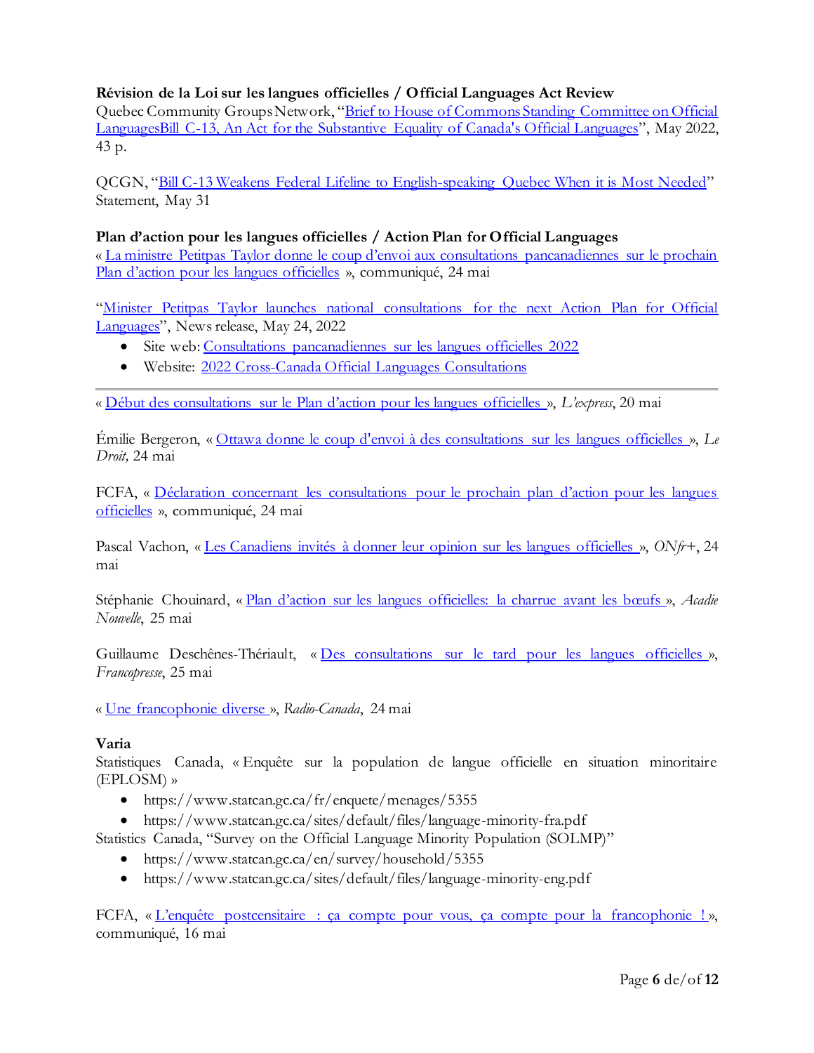**Révision de la Loi sur les langues officielles / Official Languages Act Review**

Quebec Community Groups Network, "Brief to House of Commons Standing Committee on Official LanguagesBill C-13, An Act for the Substantive Equality of Canada's Official Languages", May 2022, 43 p.

QCGN, "Bill C-13 Weakens Federal Lifeline to English-speaking Quebec When it is Most Needed" Statement, May 31

**Plan d'action pour les langues officielles / Action Plan for Official Languages**

« La ministre Petitpas Taylor donne le coup d'envoi aux consultations pancanadiennes sur le prochain Plan d'action pour les langues officielles », communiqué, 24 mai

"Minister Petitpas Taylor launches national consultations for the next Action Plan for Official Languages", News release, May 24, 2022

- Site web: Consultations pancanadiennes sur les langues officielles 2022
- Website: 2022 Cross-Canada Official Languages Consultations

---

« Début des consultations sur le Plan d'action pour les langues officielles », *L'express*, 20 mai

Émilie Bergeron, « Ottawa donne le coup d'envoi à des consultations sur les langues officielles », *Le Droit,* 24 mai

FCFA, « Déclaration concernant les consultations pour le prochain plan d'action pour les langues officielles », communiqué, 24 mai

Pascal Vachon, « Les Canadiens invités à donner leur opinion sur les langues officielles », *ONfr+*, 24 mai

Stéphanie Chouinard, « Plan d'action sur les langues officielles: la charrue avant les bœufs », *Acadie Nouvelle*, 25 mai

Guillaume Deschênes-Thériault, « Des consultations sur le tard pour les langues officielles », *Francopresse*, 25 mai

« Une francophonie diverse », *Radio-Canada*, 24 mai

**Varia**

Statistiques Canada, « Enquête sur la population de langue officielle en situation minoritaire (EPLOSM) »

- https://www.statcan.gc.ca/fr/enquete/menages/5355
- https://www.statcan.gc.ca/sites/default/files/language-minority-fra.pdf

Statistics Canada, "Survey on the Official Language Minority Population (SOLMP)"

- https://www.statcan.gc.ca/en/survey/household/5355
- https://www.statcan.gc.ca/sites/default/files/language-minority-eng.pdf

FCFA, « L'enquête postcensitaire : ça compte pour vous, ça compte pour la francophonie ! », communiqué, 16 mai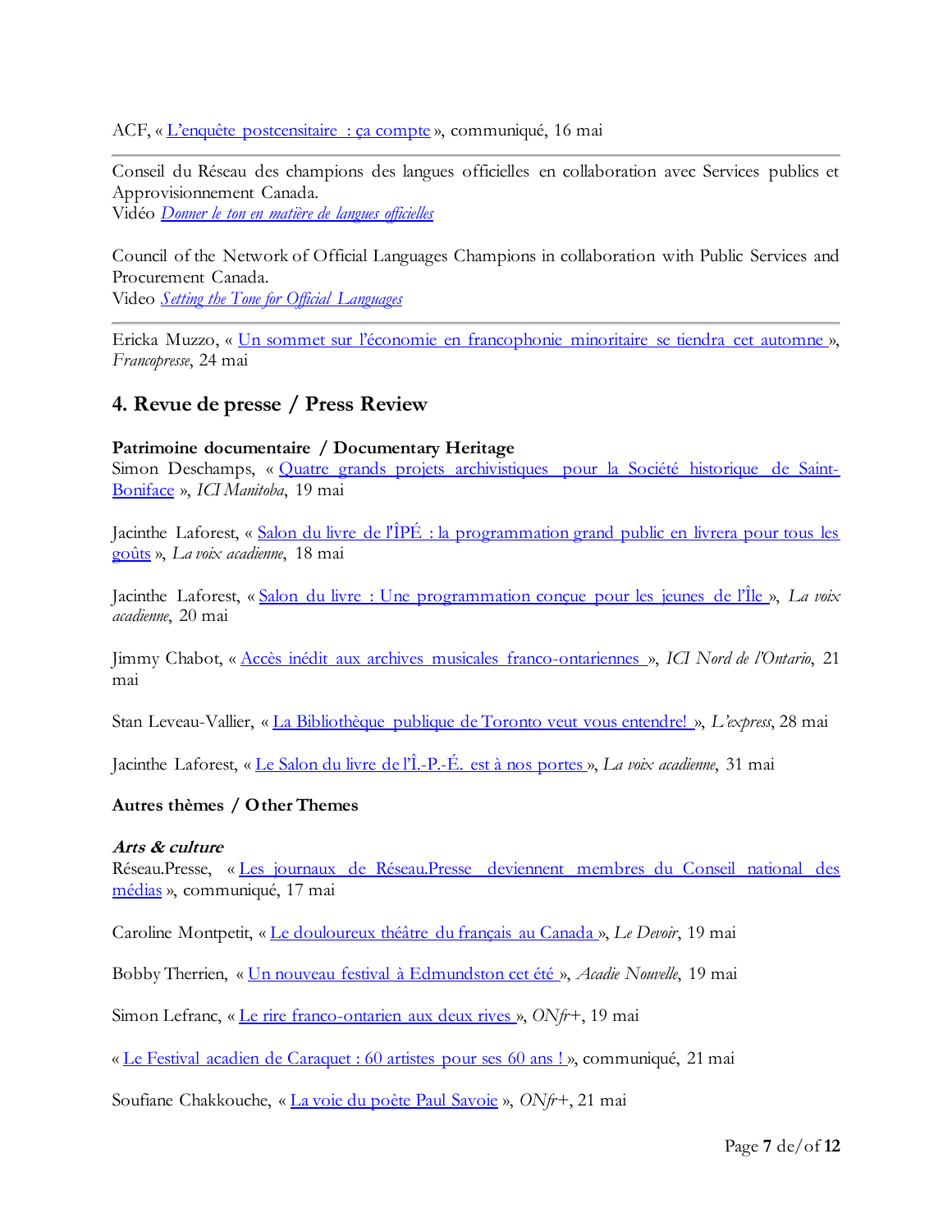ACF, « L'enquête postcensitaire : ça compte », communiqué, 16 mai

---

Conseil du Réseau des champions des langues officielles en collaboration avec Services publics et Approvisionnement Canada.
Vidéo *Donner le ton en matière de langues officielles*

Council of the Network of Official Languages Champions in collaboration with Public Services and Procurement Canada.
Video *Setting the Tone for Official Languages*

---

Ericka Muzzo, « Un sommet sur l'économie en francophonie minoritaire se tiendra cet automne », *Francopresse*, 24 mai

## 4. Revue de presse / Press Review

**Patrimoine documentaire / Documentary Heritage**

Simon Deschamps, « Quatre grands projets archivistiques pour la Société historique de Saint-Boniface », *ICI Manitoba*, 19 mai

Jacinthe Laforest, « Salon du livre de l'ÎPÉ : la programmation grand public en livrera pour tous les goûts », *La voix acadienne*, 18 mai

Jacinthe Laforest, « Salon du livre : Une programmation conçue pour les jeunes de l'Île », *La voix acadienne*, 20 mai

Jimmy Chabot, « Accès inédit aux archives musicales franco-ontariennes », *ICI Nord de l'Ontario*, 21 mai

Stan Leveau-Vallier, « La Bibliothèque publique de Toronto veut vous entendre! », *L'express*, 28 mai

Jacinthe Laforest, « Le Salon du livre de l'Î.-P.-É. est à nos portes », *La voix acadienne*, 31 mai

**Autres thèmes / Other Themes**

***Arts & culture***

Réseau.Presse, « Les journaux de Réseau.Presse deviennent membres du Conseil national des médias », communiqué, 17 mai

Caroline Montpetit, « Le douloureux théâtre du français au Canada », *Le Devoir*, 19 mai

Bobby Therrien, « Un nouveau festival à Edmundston cet été », *Acadie Nouvelle*, 19 mai

Simon Lefranc, « Le rire franco-ontarien aux deux rives », *ONfr+*, 19 mai

« Le Festival acadien de Caraquet : 60 artistes pour ses 60 ans ! », communiqué, 21 mai

Soufiane Chakkouche, « La voie du poète Paul Savoie », *ONfr+*, 21 mai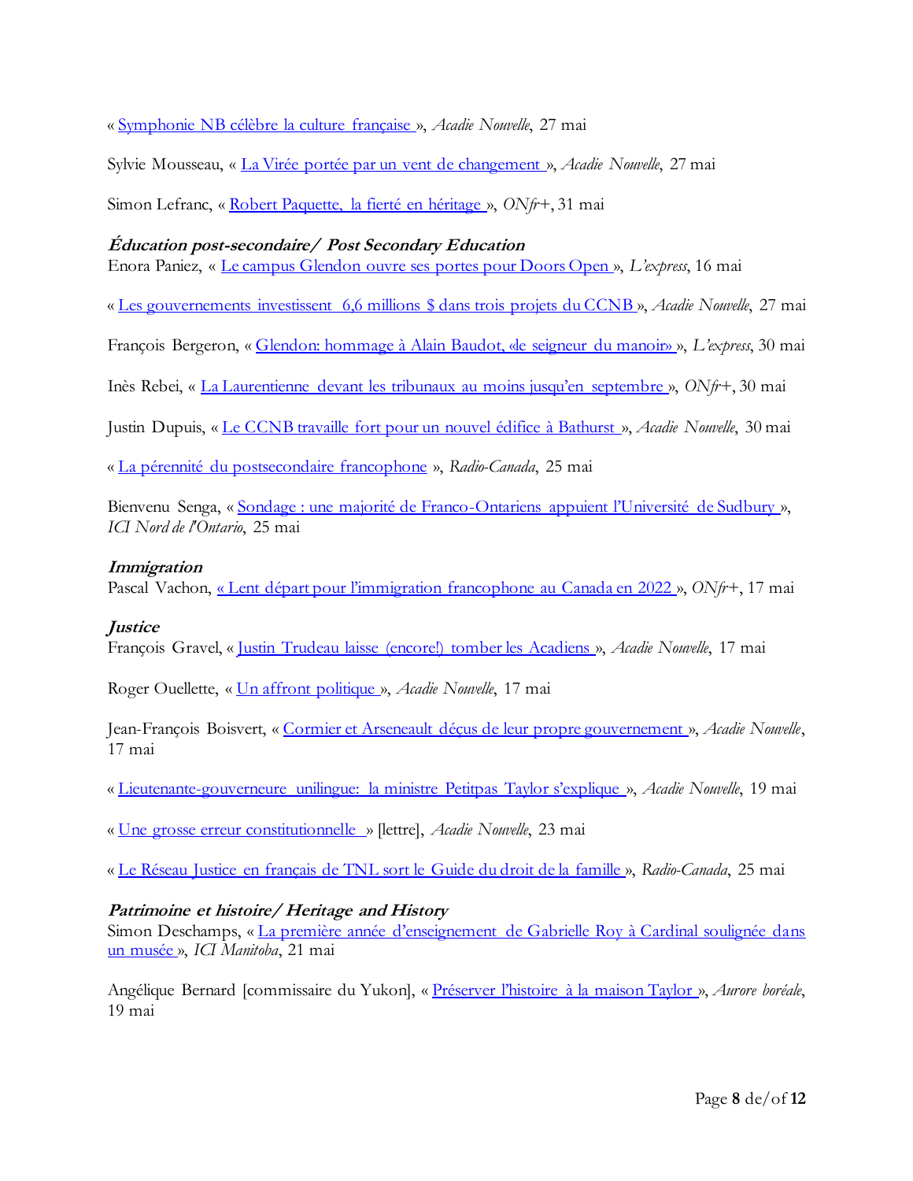« Symphonie NB célèbre la culture française », *Acadie Nouvelle*, 27 mai

Sylvie Mousseau, « La Virée portée par un vent de changement », *Acadie Nouvelle*, 27 mai

Simon Lefranc, « Robert Paquette, la fierté en héritage », *ONfr+*, 31 mai

### *Éducation post-secondaire/ Post Secondary Education*

Enora Paniez, « Le campus Glendon ouvre ses portes pour Doors Open », *L'express*, 16 mai

« Les gouvernements investissent 6,6 millions $ dans trois projets du CCNB », *Acadie Nouvelle*, 27 mai

François Bergeron, « Glendon: hommage à Alain Baudot, «le seigneur du manoir» », *L'express*, 30 mai

Inès Rebei, « La Laurentienne devant les tribunaux au moins jusqu'en septembre », *ONfr+*, 30 mai

Justin Dupuis, « Le CCNB travaille fort pour un nouvel édifice à Bathurst », *Acadie Nouvelle*, 30 mai

« La pérennité du postsecondaire francophone », *Radio-Canada*, 25 mai

Bienvenu Senga, « Sondage : une majorité de Franco-Ontariens appuient l'Université de Sudbury », *ICI Nord de l'Ontario*, 25 mai

### *Immigration*

Pascal Vachon, « Lent départ pour l'immigration francophone au Canada en 2022 », *ONfr+*, 17 mai

### *Justice*

François Gravel, « Justin Trudeau laisse (encore!) tomber les Acadiens », *Acadie Nouvelle*, 17 mai

Roger Ouellette, « Un affront politique », *Acadie Nouvelle*, 17 mai

Jean-François Boisvert, « Cormier et Arseneault déçus de leur propre gouvernement », *Acadie Nouvelle*, 17 mai

« Lieutenante-gouverneure unilingue: la ministre Petitpas Taylor s'explique », *Acadie Nouvelle*, 19 mai

« Une grosse erreur constitutionnelle » [lettre], *Acadie Nouvelle*, 23 mai

« Le Réseau Justice en français de TNL sort le Guide du droit de la famille », *Radio-Canada*, 25 mai

### *Patrimoine et histoire/ Heritage and History*

Simon Deschamps, « La première année d'enseignement de Gabrielle Roy à Cardinal soulignée dans un musée », *ICI Manitoba*, 21 mai

Angélique Bernard [commissaire du Yukon], « Préserver l'histoire à la maison Taylor », *Aurore boréale*, 19 mai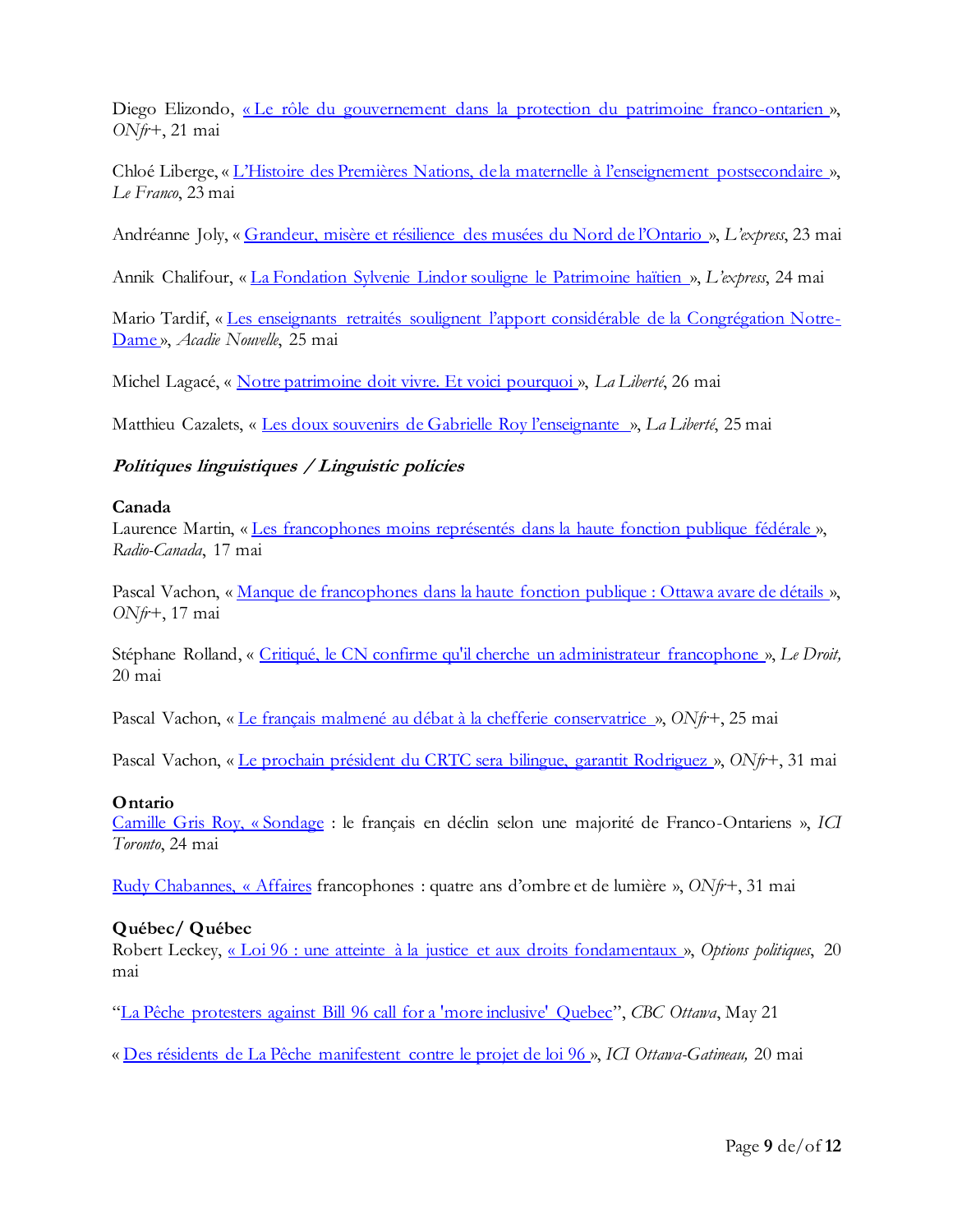Diego Elizondo, « Le rôle du gouvernement dans la protection du patrimoine franco-ontarien », *ONfr+*, 21 mai

Chloé Liberge, « L'Histoire des Premières Nations, de la maternelle à l'enseignement postsecondaire », *Le Franco*, 23 mai

Andréanne Joly, « Grandeur, misère et résilience des musées du Nord de l'Ontario », *L'express*, 23 mai

Annik Chalifour, « La Fondation Sylvenie Lindor souligne le Patrimoine haïtien », *L'express*, 24 mai

Mario Tardif, « Les enseignants retraités soulignent l'apport considérable de la Congrégation Notre-Dame », *Acadie Nouvelle*, 25 mai

Michel Lagacé, « Notre patrimoine doit vivre. Et voici pourquoi », *La Liberté*, 26 mai

Matthieu Cazalets, « Les doux souvenirs de Gabrielle Roy l'enseignante », *La Liberté*, 25 mai

### ***Politiques linguistiques / Linguistic policies***

**Canada**

Laurence Martin, « Les francophones moins représentés dans la haute fonction publique fédérale », *Radio-Canada*, 17 mai

Pascal Vachon, « Manque de francophones dans la haute fonction publique : Ottawa avare de détails », *ONfr+*, 17 mai

Stéphane Rolland, « Critiqué, le CN confirme qu'il cherche un administrateur francophone », *Le Droit,* 20 mai

Pascal Vachon, « Le français malmené au débat à la chefferie conservatrice », *ONfr+*, 25 mai

Pascal Vachon, « Le prochain président du CRTC sera bilingue, garantit Rodriguez », *ONfr+*, 31 mai

**Ontario**

Camille Gris Roy, « Sondage : le français en déclin selon une majorité de Franco-Ontariens », *ICI Toronto*, 24 mai

Rudy Chabannes, « Affaires francophones : quatre ans d'ombre et de lumière », *ONfr+*, 31 mai

**Québec/ Québec**

Robert Leckey, « Loi 96 : une atteinte à la justice et aux droits fondamentaux », *Options politiques*, 20 mai

"La Pêche protesters against Bill 96 call for a 'more inclusive' Quebec", *CBC Ottawa*, May 21

« Des résidents de La Pêche manifestent contre le projet de loi 96 », *ICI Ottawa-Gatineau,* 20 mai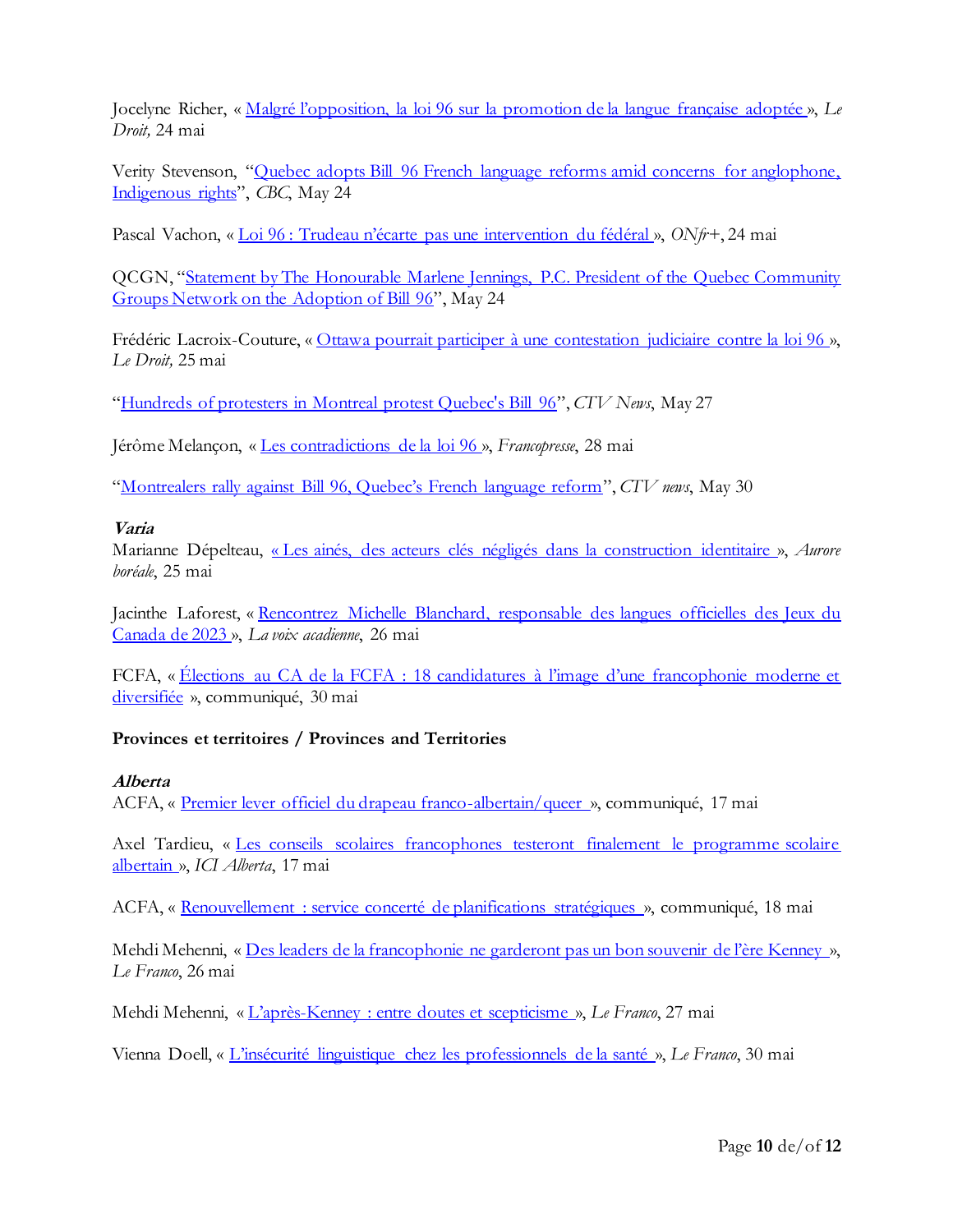Jocelyne Richer, « Malgré l'opposition, la loi 96 sur la promotion de la langue française adoptée », *Le Droit,* 24 mai

Verity Stevenson, "Quebec adopts Bill 96 French language reforms amid concerns for anglophone, Indigenous rights", *CBC*, May 24

Pascal Vachon, « Loi 96 : Trudeau n'écarte pas une intervention du fédéral », *ONfr+*, 24 mai

QCGN, "Statement by The Honourable Marlene Jennings, P.C. President of the Quebec Community Groups Network on the Adoption of Bill 96", May 24

Frédéric Lacroix-Couture, « Ottawa pourrait participer à une contestation judiciaire contre la loi 96 », *Le Droit,* 25 mai

"Hundreds of protesters in Montreal protest Quebec's Bill 96", *CTV News*, May 27

Jérôme Melançon, « Les contradictions de la loi 96 », *Francopresse*, 28 mai

"Montrealers rally against Bill 96, Quebec's French language reform", *CTV news*, May 30

***Varia***

Marianne Dépelteau, « Les aînés, des acteurs clés négligés dans la construction identitaire », *Aurore boréale*, 25 mai

Jacinthe Laforest, « Rencontrez Michelle Blanchard, responsable des langues officielles des Jeux du Canada de 2023 », *La voix acadienne*, 26 mai

FCFA, « Élections au CA de la FCFA : 18 candidatures à l'image d'une francophonie moderne et diversifiée », communiqué, 30 mai

**Provinces et territoires / Provinces and Territories**

***Alberta***

ACFA, « Premier lever officiel du drapeau franco-albertain/queer », communiqué, 17 mai

Axel Tardieu, « Les conseils scolaires francophones testeront finalement le programme scolaire albertain », *ICI Alberta*, 17 mai

ACFA, « Renouvellement : service concerté de planifications stratégiques », communiqué, 18 mai

Mehdi Mehenni, « Des leaders de la francophonie ne garderont pas un bon souvenir de l'ère Kenney », *Le Franco*, 26 mai

Mehdi Mehenni, « L'après-Kenney : entre doutes et scepticisme », *Le Franco*, 27 mai

Vienna Doell, « L'insécurité linguistique chez les professionnels de la santé », *Le Franco*, 30 mai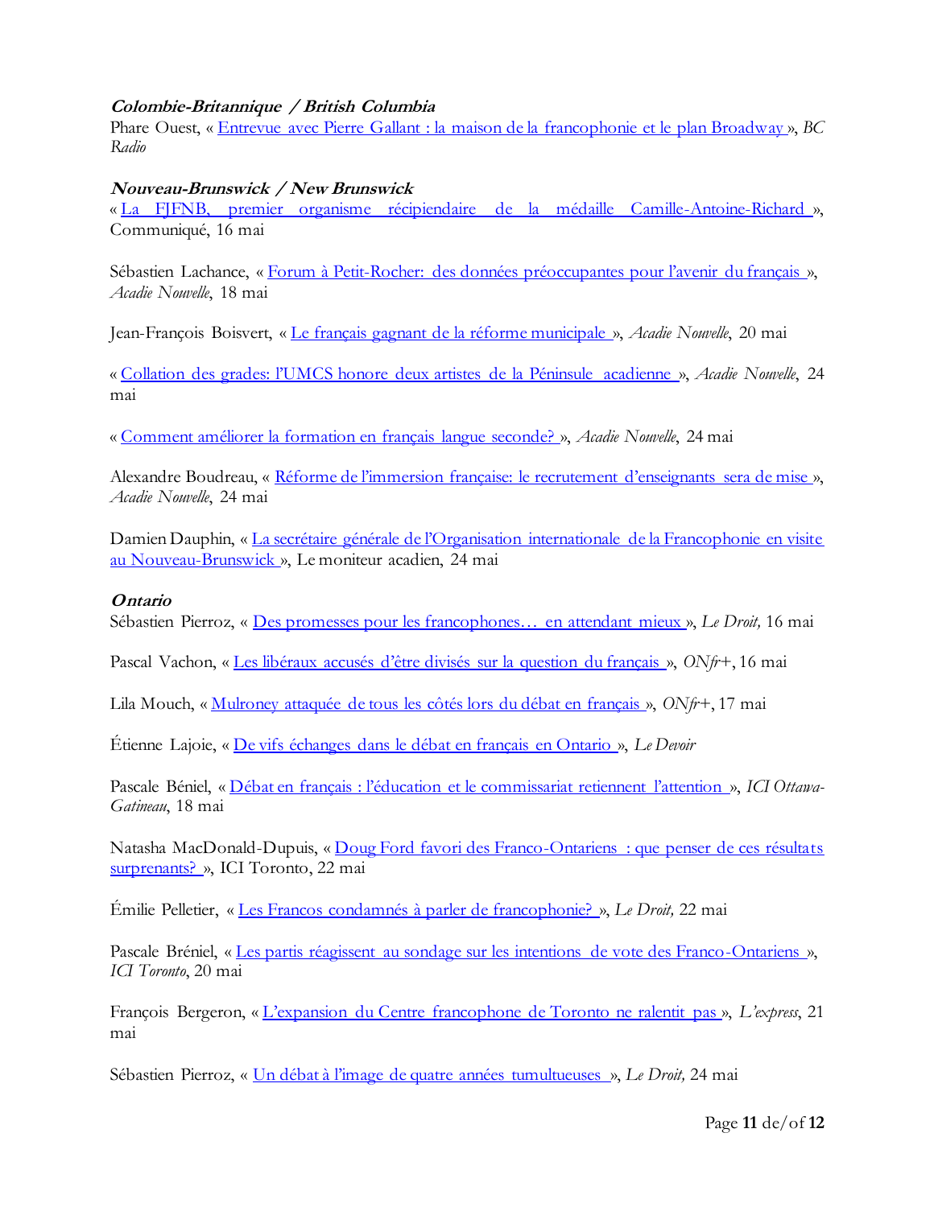***Colombie-Britannique / British Columbia***

Phare Ouest, « Entrevue avec Pierre Gallant : la maison de la francophonie et le plan Broadway », *BC Radio*

***Nouveau-Brunswick / New Brunswick***

« La FJFNB, premier organisme récipiendaire de la médaille Camille-Antoine-Richard », Communiqué, 16 mai

Sébastien Lachance, « Forum à Petit-Rocher: des données préoccupantes pour l'avenir du français », *Acadie Nouvelle*, 18 mai

Jean-François Boisvert, « Le français gagnant de la réforme municipale », *Acadie Nouvelle*, 20 mai

« Collation des grades: l'UMCS honore deux artistes de la Péninsule acadienne », *Acadie Nouvelle*, 24 mai

« Comment améliorer la formation en français langue seconde? », *Acadie Nouvelle*, 24 mai

Alexandre Boudreau, « Réforme de l'immersion française: le recrutement d'enseignants sera de mise », *Acadie Nouvelle*, 24 mai

Damien Dauphin, « La secrétaire générale de l'Organisation internationale de la Francophonie en visite au Nouveau-Brunswick », Le moniteur acadien, 24 mai

***Ontario***

Sébastien Pierroz, « Des promesses pour les francophones… en attendant mieux », *Le Droit,* 16 mai

Pascal Vachon, « Les libéraux accusés d'être divisés sur la question du français », *ONfr+*, 16 mai

Lila Mouch, « Mulroney attaquée de tous les côtés lors du débat en français », *ONfr+*, 17 mai

Étienne Lajoie, « De vifs échanges dans le débat en français en Ontario », *Le Devoir*

Pascale Béniel, « Débat en français : l'éducation et le commissariat retiennent l'attention », *ICI Ottawa-Gatineau*, 18 mai

Natasha MacDonald-Dupuis, « Doug Ford favori des Franco-Ontariens : que penser de ces résultats surprenants? », ICI Toronto, 22 mai

Émilie Pelletier, « Les Francos condamnés à parler de francophonie? », *Le Droit,* 22 mai

Pascale Bréniel, « Les partis réagissent au sondage sur les intentions de vote des Franco-Ontariens », *ICI Toronto*, 20 mai

François Bergeron, « L'expansion du Centre francophone de Toronto ne ralentit pas », *L'express*, 21 mai

Sébastien Pierroz, « Un débat à l'image de quatre années tumultueuses », *Le Droit,* 24 mai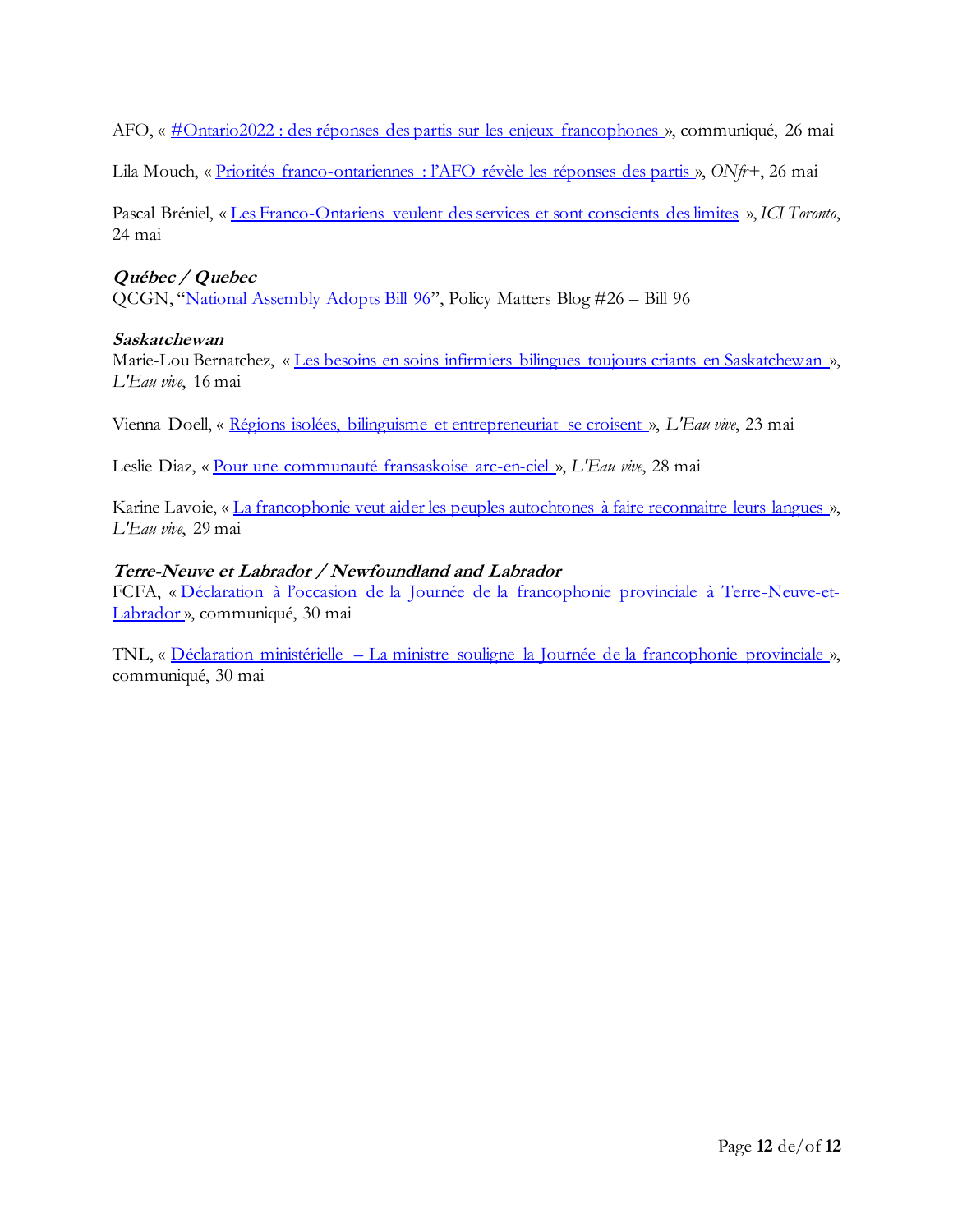AFO, « #Ontario2022 : des réponses des partis sur les enjeux francophones », communiqué, 26 mai

Lila Mouch, « Priorités franco-ontariennes : l'AFO révèle les réponses des partis », *ONfr+*, 26 mai

Pascal Bréniel, « Les Franco-Ontariens veulent des services et sont conscients des limites », *ICI Toronto*, 24 mai

***Québec / Quebec***

QCGN, "National Assembly Adopts Bill 96", Policy Matters Blog #26 – Bill 96

***Saskatchewan***

Marie-Lou Bernatchez, « Les besoins en soins infirmiers bilingues toujours criants en Saskatchewan », *L'Eau vive*, 16 mai

Vienna Doell, « Régions isolées, bilinguisme et entrepreneuriat se croisent », *L'Eau vive*, 23 mai

Leslie Diaz, « Pour une communauté fransaskoise arc-en-ciel », *L'Eau vive*, 28 mai

Karine Lavoie, « La francophonie veut aider les peuples autochtones à faire reconnaitre leurs langues », *L'Eau vive*, 29 mai

***Terre-Neuve et Labrador / Newfoundland and Labrador***

FCFA, « Déclaration à l'occasion de la Journée de la francophonie provinciale à Terre-Neuve-et-Labrador », communiqué, 30 mai

TNL, « Déclaration ministérielle – La ministre souligne la Journée de la francophonie provinciale », communiqué, 30 mai